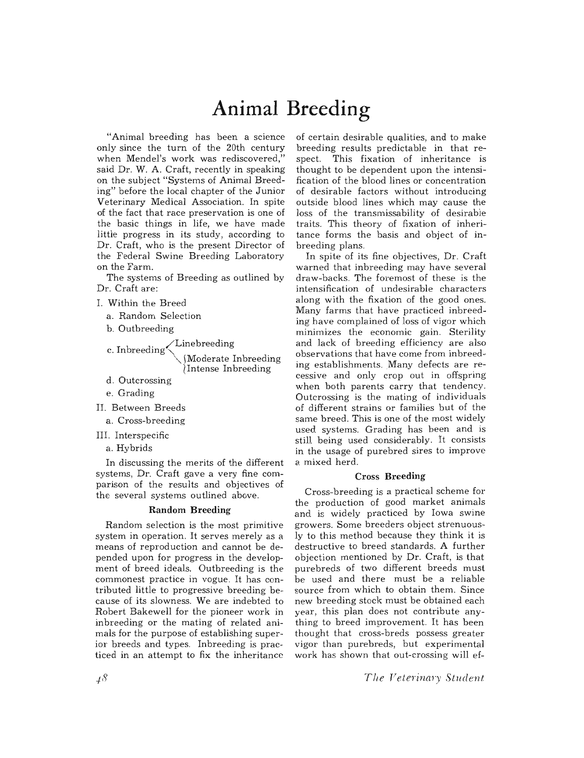# Animal Breeding

"Animal breeding has been a science only since the turn of the 20th century when Mendel's work was rediscovered," said Dr. W. A. Craft, recently in speaking on the subject "Systems of Animal Breeding" before the local chapter of the Junior Veterinary Medical Association. In spite of the fact that race preservation is one of the basic things in life, we have made little progress in its study, according to Dr. Craft, who is the present Director of the Federal Swine Breeding Laboratory on the Farm.

The systems of Breeding as outlined by Dr. Craft are:

- I. Within the Breed
  - a. Random Selection
  - b. Outbreeding
  - c. Inbreeding
    - Linebreeding
    - Moderate Inbreeding
    - Intense Inbreeding
  - d. Outcrossing
  - e. Grading
- II. Between Breeds
  - a. Cross-breeding
- III. Interspecific
  - a. Hybrids

In discussing the merits of the different systems, Dr. Craft gave a very fine comparison of the results and objectives of the several systems outlined above.

### Random Breeding

Random selection is the most primitive system in operation. It serves merely as a means of reproduction and cannot be depended upon for progress in the development of breed ideals. Outbreeding is the commonest practice in vogue. It has contributed little to progressive breeding because of its slowness. We are indebted to Robert Bakewell for the pioneer work in inbreeding or the mating of related animals for the purpose of establishing superior breeds and types. Inbreeding is practiced in an attempt to fix the inheritance of certain desirable qualities, and to make breeding results predictable in that respect. This fixation of inheritance is thought to be dependent upon the intensification of the blood lines or concentration of desirable factors without introducing outside blood lines which may cause the loss of the transmissability of desirable traits. This theory of fixation of inheritance forms the basis and object of inbreeding plans.

In spite of its fine objectives, Dr. Craft warned that inbreeding may have several draw-backs. The foremost of these is the intensification of undesirable characters along with the fixation of the good ones. Many farms that have practiced inbreeding have complained of loss of vigor which minimizes the economic gain. Sterility and lack of breeding efficiency are also observations that have come from inbreeding establishments. Many defects are recessive and only crop out in offspring when both parents carry that tendency. Outcrossing is the mating of individuals of different strains or families but of the same breed. This is one of the most widely used systems. Grading has been and is still being used considerably. It consists in the usage of purebred sires to improve a mixed herd.

### Cross Breeding

Cross-breeding is a practical scheme for the production of good market animals and is widely practiced by Iowa swine growers. Some breeders object strenuously to this method because they think it is destructive to breed standards. A further objection mentioned by Dr. Craft, is that purebreds of two different breeds must be used and there must be a reliable source from which to obtain them. Since new breeding stock must be obtained each year, this plan does not contribute anything to breed improvement. It has been thought that cross-breds possess greater vigor than purebreds, but experimental work has shown that out-crossing will ef-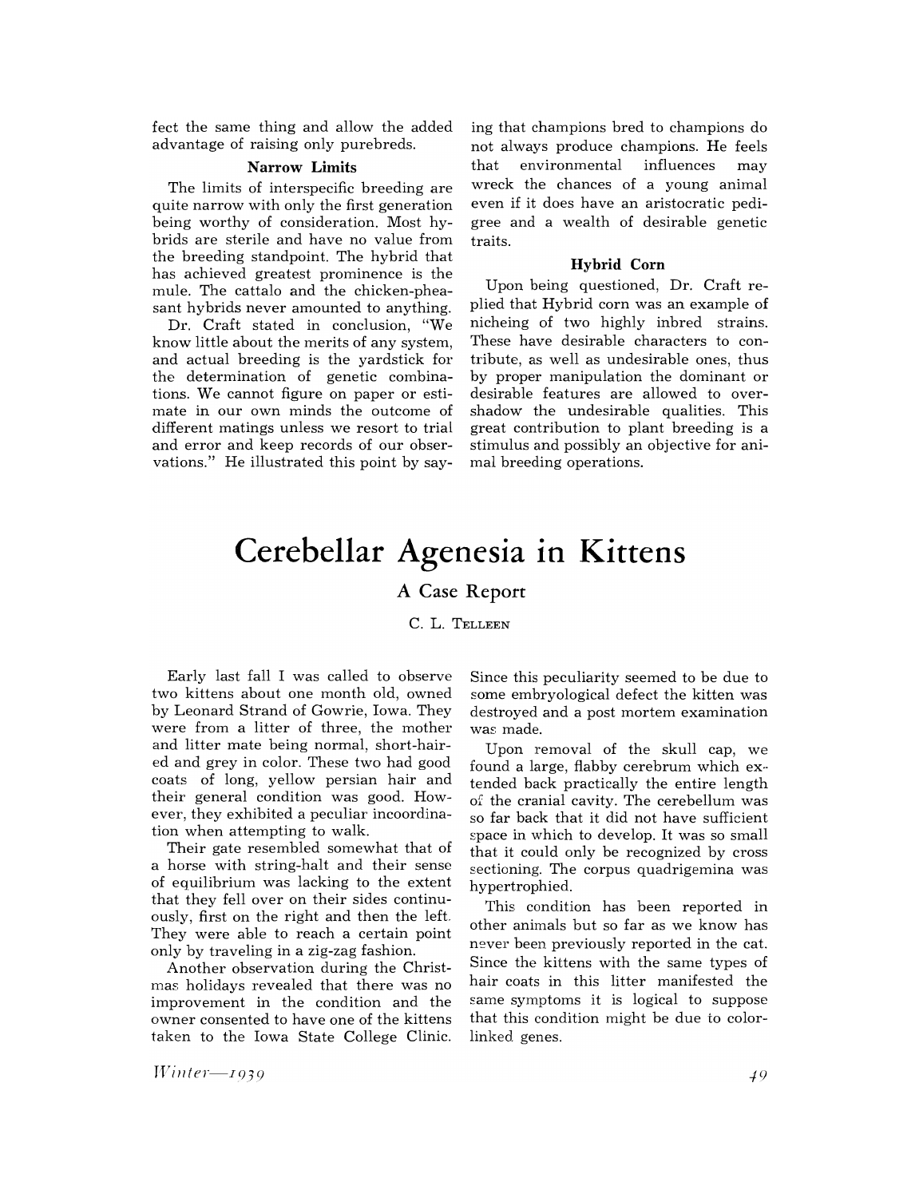fect the same thing and allow the added advantage of raising only purebreds.

### Narrow Limits

The limits of interspecific breeding are quite narrow with only the first generation being worthy of consideration. Most hybrids are sterile and have no value from the breeding standpoint. The hybrid that has achieved greatest prominence is the mule. The cattalo and the chicken-pheasant hybrids never amounted to anything.

Dr. Craft stated in conclusion, "We know little about the merits of any system, and actual breeding is the yardstick for the determination of genetic combinations. We cannot figure on paper or estimate in our own minds the outcome of different matings unless we resort to trial and error and keep records of our observations." He illustrated this point by saying that champions bred to champions do not always produce champions. He feels that environmental influences may wreck the chances of a young animal even if it does have an aristocratic pedigree and a wealth of desirable genetic traits.

### Hybrid Corn

Upon being questioned, Dr. Craft replied that Hybrid corn was an example of nicheing of two highly inbred strains. These have desirable characters to contribute, as well as undesirable ones, thus by proper manipulation the dominant or desirable features are allowed to overshadow the undesirable qualities. This great contribution to plant breeding is a stimulus and possibly an objective for animal breeding operations.

# Cerebellar Agenesia in Kittens

## A Case Report

C. L. Telleen

Early last fall I was called to observe two kittens about one month old, owned by Leonard Strand of Gowrie, Iowa. They were from a litter of three, the mother and litter mate being normal, short-haired and grey in color. These two had good coats of long, yellow persian hair and their general condition was good. However, they exhibited a peculiar incoordination when attempting to walk.

Their gate resembled somewhat that of a horse with string-halt and their sense of equilibrium was lacking to the extent that they fell over on their sides continuously, first on the right and then the left. They were able to reach a certain point only by traveling in a zig-zag fashion.

Another observation during the Christmas holidays revealed that there was no improvement in the condition and the owner consented to have one of the kittens taken to the Iowa State College Clinic. Since this peculiarity seemed to be due to some embryological defect the kitten was destroyed and a post mortem examination was made.

Upon removal of the skull cap, we found a large, flabby cerebrum which extended back practically the entire length of the cranial cavity. The cerebellum was so far back that it did not have sufficient space in which to develop. It was so small that it could only be recognized by cross sectioning. The corpus quadrigemina was hypertrophied.

This condition has been reported in other animals but so far as we know has never been previously reported in the cat. Since the kittens with the same types of hair coats in this litter manifested the same symptoms it is logical to suppose that this condition might be due to color-linked genes.